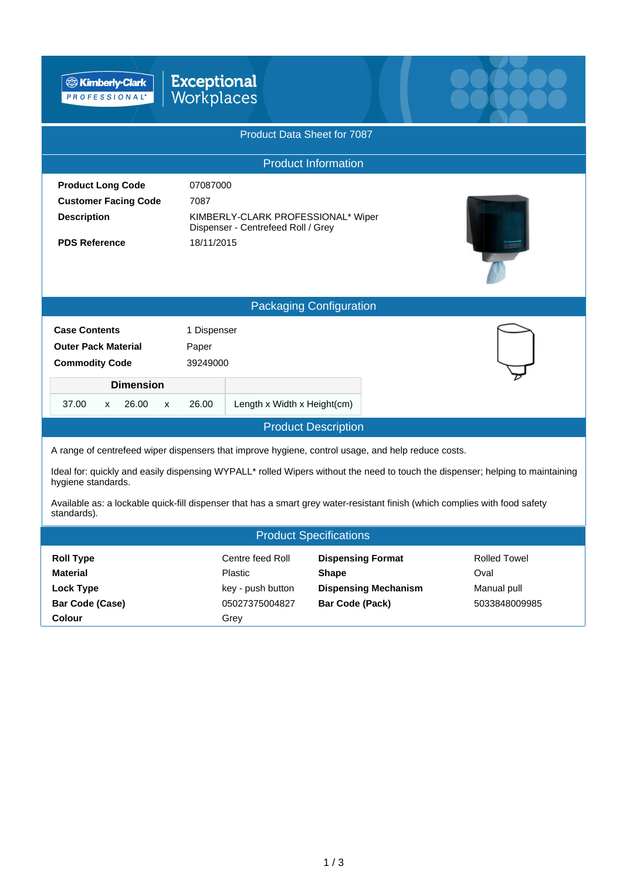Kimberly-Clark PROFESSIONAL*

Exceptional Workplaces

# Product Data Sheet for 7087

## Product Information

| | |
|---|---|
| **Product Long Code** | 07087000 |
| **Customer Facing Code** | 7087 |
| **Description** | KIMBERLY-CLARK PROFESSIONAL* Wiper Dispenser - Centrefeed Roll / Grey |
| **PDS Reference** | 18/11/2015 |

## Packaging Configuration

| | |
|---|---|
| **Case Contents** | 1 Dispenser |
| **Outer Pack Material** | Paper |
| **Commodity Code** | 39249000 |

| Dimension | | | | | |
|---|---|---|---|---|---|
| 37.00 | x | 26.00 | x | 26.00 | Length x Width x Height(cm) |

## Product Description

A range of centrefeed wiper dispensers that improve hygiene, control usage, and help reduce costs.

Ideal for: quickly and easily dispensing WYPALL* rolled Wipers without the need to touch the dispenser; helping to maintaining hygiene standards.

Available as: a lockable quick-fill dispenser that has a smart grey water-resistant finish (which complies with food safety standards).

## Product Specifications

| | | | |
|---|---|---|---|
| **Roll Type** | Centre feed Roll | **Dispensing Format** | Rolled Towel |
| **Material** | Plastic | **Shape** | Oval |
| **Lock Type** | key - push button | **Dispensing Mechanism** | Manual pull |
| **Bar Code (Case)** | 05027375004827 | **Bar Code (Pack)** | 5033848009985 |
| **Colour** | Grey | | |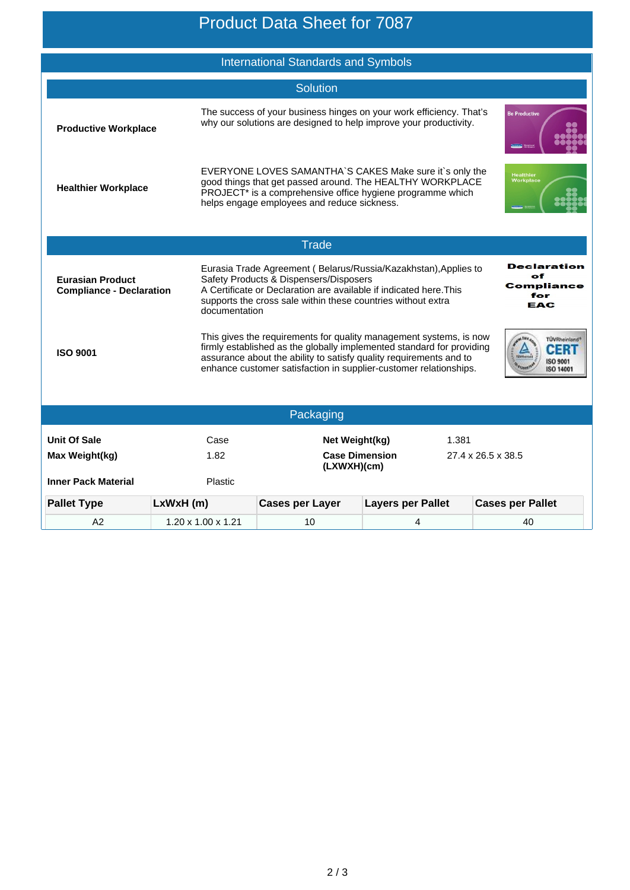# Product Data Sheet for 7087

## International Standards and Symbols

### Solution

**Productive Workplace**

The success of your business hinges on your work efficiency. That's why our solutions are designed to help improve your productivity.

**Healthier Workplace**

EVERYONE LOVES SAMANTHA`S CAKES Make sure it`s only the good things that get passed around. The HEALTHY WORKPLACE PROJECT* is a comprehensive office hygiene programme which helps engage employees and reduce sickness.

### Trade

**Eurasian Product Compliance - Declaration**

Eurasia Trade Agreement ( Belarus/Russia/Kazakhstan),Applies to Safety Products & Dispensers/Disposers
A Certificate or Declaration are available if indicated here.This supports the cross sale within these countries without extra documentation

Declaration of Compliance for EAC

**ISO 9001**

This gives the requirements for quality management systems, is now firmly established as the globally implemented standard for providing assurance about the ability to satisfy quality requirements and to enhance customer satisfaction in supplier-customer relationships.

## Packaging

| | | | |
|---|---|---|---|
| **Unit Of Sale** | Case | **Net Weight(kg)** | 1.381 |
| **Max Weight(kg)** | 1.82 | **Case Dimension (LXWXH)(cm)** | 27.4 x 26.5 x 38.5 |
| **Inner Pack Material** | Plastic | | |

| Pallet Type | LxWxH (m) | Cases per Layer | Layers per Pallet | Cases per Pallet |
|---|---|---|---|---|
| A2 | 1.20 x 1.00 x 1.21 | 10 | 4 | 40 |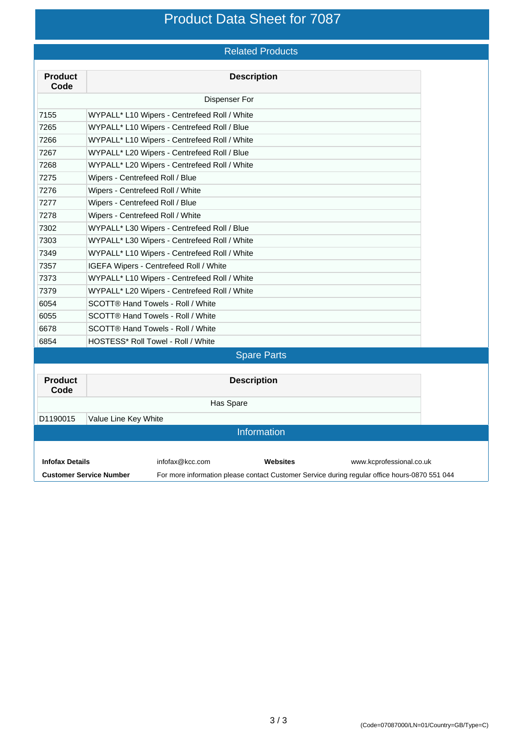# Product Data Sheet for 7087

## Related Products

| Product Code | Description |
|---|---|
| | Dispenser For |
| 7155 | WYPALL* L10 Wipers - Centrefeed Roll / White |
| 7265 | WYPALL* L10 Wipers - Centrefeed Roll / Blue |
| 7266 | WYPALL* L10 Wipers - Centrefeed Roll / White |
| 7267 | WYPALL* L20 Wipers - Centrefeed Roll / Blue |
| 7268 | WYPALL* L20 Wipers - Centrefeed Roll / White |
| 7275 | Wipers - Centrefeed Roll / Blue |
| 7276 | Wipers - Centrefeed Roll / White |
| 7277 | Wipers - Centrefeed Roll / Blue |
| 7278 | Wipers - Centrefeed Roll / White |
| 7302 | WYPALL* L30 Wipers - Centrefeed Roll / Blue |
| 7303 | WYPALL* L30 Wipers - Centrefeed Roll / White |
| 7349 | WYPALL* L10 Wipers - Centrefeed Roll / White |
| 7357 | IGEFA Wipers - Centrefeed Roll / White |
| 7373 | WYPALL* L10 Wipers - Centrefeed Roll / White |
| 7379 | WYPALL* L20 Wipers - Centrefeed Roll / White |
| 6054 | SCOTT® Hand Towels - Roll / White |
| 6055 | SCOTT® Hand Towels - Roll / White |
| 6678 | SCOTT® Hand Towels - Roll / White |
| 6854 | HOSTESS* Roll Towel - Roll / White |

## Spare Parts

| Product Code | Description |
|---|---|
| | Has Spare |
| D1190015 | Value Line Key White |

## Information

| | | | |
|---|---|---|---|
| **Infofax Details** | infofax@kcc.com | **Websites** | www.kcprofessional.co.uk |
| **Customer Service Number** | For more information please contact Customer Service during regular office hours-0870 551 044 | | |

(Code=07087000/LN=01/Country=GB/Type=C)